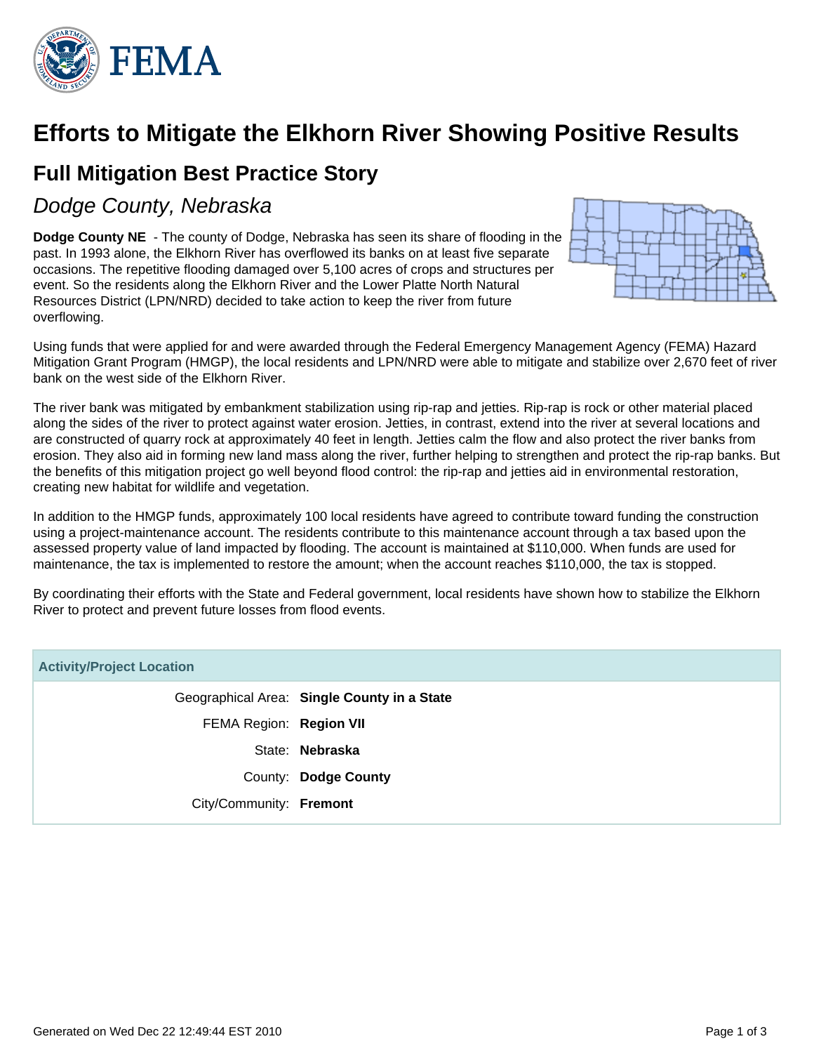# Efforts to Mitigate the Elkhorn River Showing Positive Results

## Full Mitigation Best Practice Story

### *Dodge County, Nebraska*

**Dodge County NE** - The county of Dodge, Nebraska has seen its share of flooding in the past. In 1993 alone, the Elkhorn River has overflowed its banks on at least five separate occasions. The repetitive flooding damaged over 5,100 acres of crops and structures per event. So the residents along the Elkhorn River and the Lower Platte North Natural Resources District (LPN/NRD) decided to take action to keep the river from future overflowing.

Using funds that were applied for and were awarded through the Federal Emergency Management Agency (FEMA) Hazard Mitigation Grant Program (HMGP), the local residents and LPN/NRD were able to mitigate and stabilize over 2,670 feet of river bank on the west side of the Elkhorn River.

The river bank was mitigated by embankment stabilization using rip-rap and jetties. Rip-rap is rock or other material placed along the sides of the river to protect against water erosion. Jetties, in contrast, extend into the river at several locations and are constructed of quarry rock at approximately 40 feet in length. Jetties calm the flow and also protect the river banks from erosion. They also aid in forming new land mass along the river, further helping to strengthen and protect the rip-rap banks. But the benefits of this mitigation project go well beyond flood control: the rip-rap and jetties aid in environmental restoration, creating new habitat for wildlife and vegetation.

In addition to the HMGP funds, approximately 100 local residents have agreed to contribute toward funding the construction using a project-maintenance account. The residents contribute to this maintenance account through a tax based upon the assessed property value of land impacted by flooding. The account is maintained at $110,000. When funds are used for maintenance, the tax is implemented to restore the amount; when the account reaches $110,000, the tax is stopped.

By coordinating their efforts with the State and Federal government, local residents have shown how to stabilize the Elkhorn River to protect and prevent future losses from flood events.

| Activity/Project Location | |
|---|---|
| Geographical Area: | **Single County in a State** |
| FEMA Region: | **Region VII** |
| State: | **Nebraska** |
| County: | **Dodge County** |
| City/Community: | **Fremont** |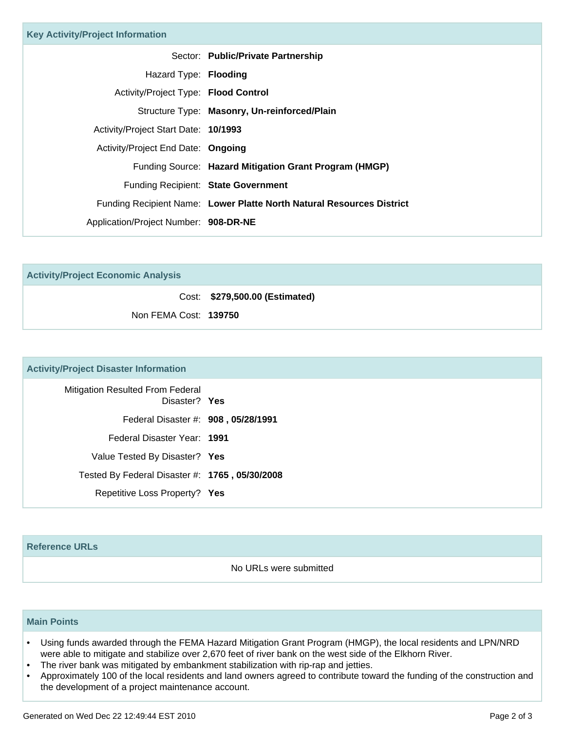## Key Activity/Project Information

| | |
|---|---|
| Sector: | **Public/Private Partnership** |
| Hazard Type: | **Flooding** |
| Activity/Project Type: | **Flood Control** |
| Structure Type: | **Masonry, Un-reinforced/Plain** |
| Activity/Project Start Date: | **10/1993** |
| Activity/Project End Date: | **Ongoing** |
| Funding Source: | **Hazard Mitigation Grant Program (HMGP)** |
| Funding Recipient: | **State Government** |
| Funding Recipient Name: | **Lower Platte North Natural Resources District** |
| Application/Project Number: | **908-DR-NE** |

## Activity/Project Economic Analysis

| | |
|---|---|
| Cost: | **$279,500.00 (Estimated)** |
| Non FEMA Cost: | **139750** |

## Activity/Project Disaster Information

| | |
|---|---|
| Mitigation Resulted From Federal Disaster? | **Yes** |
| Federal Disaster #: | **908 , 05/28/1991** |
| Federal Disaster Year: | **1991** |
| Value Tested By Disaster? | **Yes** |
| Tested By Federal Disaster #: | **1765 , 05/30/2008** |
| Repetitive Loss Property? | **Yes** |

## Reference URLs

No URLs were submitted

## Main Points

- Using funds awarded through the FEMA Hazard Mitigation Grant Program (HMGP), the local residents and LPN/NRD were able to mitigate and stabilize over 2,670 feet of river bank on the west side of the Elkhorn River.
- The river bank was mitigated by embankment stabilization with rip-rap and jetties.
- Approximately 100 of the local residents and land owners agreed to contribute toward the funding of the construction and the development of a project maintenance account.